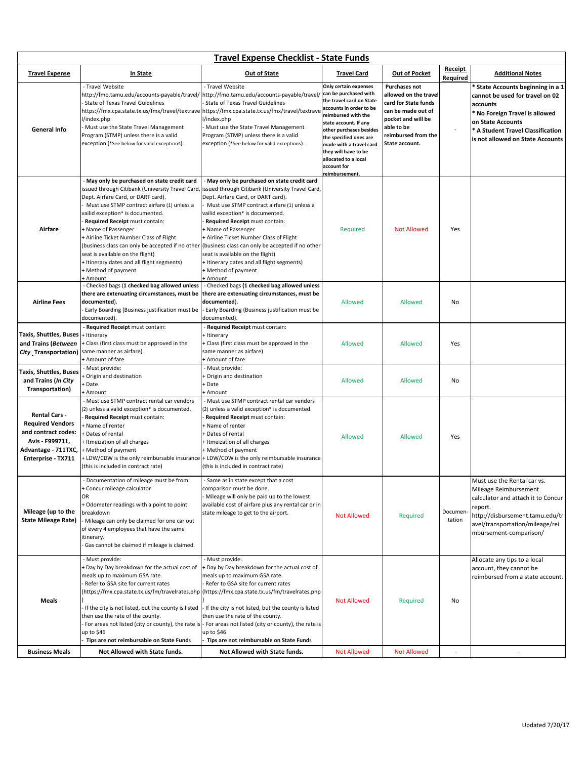# Travel Expense Checklist - State Funds

| Travel Expense | In State | Out of State | Travel Card | Out of Pocket | Receipt Required | Additional Notes |
|---|---|---|---|---|---|---|
| **General Info** | - Travel Website http://fmo.tamu.edu/accounts-payable/travel/<br>- State of Texas Travel Guidelines https://fmx.cpa.state.tx.us/fmx/travel/textravel/index.php<br>- Must use the State Travel Management Program (STMP) unless there is a valid exception (*See below for valid exceptions). | - Travel Website http://fmo.tamu.edu/accounts-payable/travel/<br>- State of Texas Travel Guidelines https://fmx.cpa.state.tx.us/fmx/travel/textravel/index.php<br>- Must use the State Travel Management Program (STMP) unless there is a valid exception (*See below for valid exceptions). | **Only certain expenses can be purchased with the travel card on State accounts in order to be reimbursed with the state account. If any other purchases besides the specified ones are made with a travel card they will have to be allocated to a local account for reimbursement.** | **Purchases not allowed on the travel card for State funds can be made out of pocket and will be able to be reimbursed from the State account.** | - | **\* State Accounts beginning in a 1 cannot be used for travel on 02 accounts**<br>**\* No Foreign Travel is allowed on State Accounts**<br>**\* A Student Travel Classification is not allowed on State Accounts** |
| **Airfare** | - **May only be purchased on state credit card** issued through Citibank (University Travel Card, Dept. Airfare Card, or DART card).<br>- Must use STMP contract airfare (1) unless a vailid exception* is documented.<br>- **Required Receipt** must contain:<br>+ Name of Passenger<br>+ Airline Ticket Number Class of Flight (business class can only be accepted if no other seat is available on the flight)<br>+ Itinerary dates and all flight segments)<br>+ Method of payment<br>+ Amount | - **May only be purchased on state credit card** issued through Citibank (University Travel Card, Dept. Airfare Card, or DART card).<br>- Must use STMP contract airfare (1) unless a vailid exception* is documented.<br>- **Required Receipt** must contain:<br>+ Name of Passenger<br>+ Airline Ticket Number Class of Flight (business class can only be accepted if no other seat is available on the flight)<br>+ Itinerary dates and all flight segments)<br>+ Method of payment<br>+ Amount | Required | Not Allowed | Yes | |
| **Airline Fees** | - Checked bags (**1 checked bag allowed unless there are extenuating circumstances, must be documented**).<br>- Early Boarding (Business justification must be documented). | - Checked bags **(1 checked bag allowed unless there are extenuating circumstances, must be documented**).<br>- Early Boarding (Business justification must be documented). | Allowed | Allowed | No | |
| **Taxis, Shuttles, Buses and Trains (*Between City* Transportation)** | - **Required Receipt** must contain:<br>+ Itinerary<br>+ Class (first class must be approved in the same manner as airfare)<br>+ Amount of fare | - **Required Receipt** must contain:<br>+ Itinerary<br>+ Class (first class must be approved in the same manner as airfare)<br>+ Amount of fare | Allowed | Allowed | Yes | |
| **Taxis, Shuttles, Buses and Trains (*In City* Transportation)** | - Must provide:<br>+ Origin and destination<br>+ Date<br>+ Amount | - Must provide:<br>+ Origin and destination<br>+ Date<br>+ Amount | Allowed | Allowed | No | |
| **Rental Cars - Required Vendors and contract codes: Avis - F999711, Advantage - 711TXC, Enterprise - TX711** | - Must use STMP contract rental car vendors (2) unless a valid exception* is documented.<br>- **Required Receipt** must contain:<br>+ Name of renter<br>+ Dates of rental<br>+ Itmeization of all charges<br>+ Method of payment<br>+ LDW/CDW is the only reimbursable insurance (this is included in contract rate) | - Must use STMP contract rental car vendors (2) unless a valid exception* is documented.<br>- **Required Receipt** must contain:<br>+ Name of renter<br>+ Dates of rental<br>+ Itmeization of all charges<br>+ Method of payment<br>+ LDW/CDW is the only reimbursable insurance (this is included in contract rate) | Allowed | Allowed | Yes | |
| **Mileage (up to the State Mileage Rate)** | - Documentation of mileage must be from:<br>+ Concur mileage calculator<br>OR<br>+ Odometer readings with a point to point breakdown<br>- Mileage can only be claimed for one car out of every 4 employees that have the same itinerary.<br>- Gas cannot be claimed if mileage is claimed. | - Same as in state except that a cost comparison must be done.<br>- Mileage will only be paid up to the lowest available cost of airfare plus any rental car or in state mileage to get to the airport. | Not Allowed | Required | Documentation | Must use the Rental car vs. Mileage Reimbursement calculator and attach it to Concur report. http://disbursement.tamu.edu/travel/transportation/mileage/reimbursement-comparison/ |
| **Meals** | - Must provide:<br>+ Day by Day breakdown for the actual cost of meals up to maximum GSA rate.<br>- Refer to GSA site for current rates (https://fmx.cpa.state.tx.us/fm/travelrates.php)<br>- If the city is not listed, but the county is listed then use the rate of the county.<br>- For areas not listed (city or county), the rate is up to $46<br>- **Tips are not reimbursable on State Funds** | - Must provide:<br>+ Day by Day breakdown for the actual cost of meals up to maximum GSA rate.<br>- Refer to GSA site for current rates (https://fmx.cpa.state.tx.us/fm/travelrates.php)<br>- If the city is not listed, but the county is listed then use the rate of the county.<br>- For areas not listed (city or county), the rate is up to $46<br>- **Tips are not reimbursable on State Funds** | Not Allowed | Required | No | Allocate any tips to a local account, they cannot be reimbursed from a state account. |
| **Business Meals** | **Not Allowed with State funds.** | **Not Allowed with State funds.** | Not Allowed | Not Allowed | - | - |

Updated 7/20/17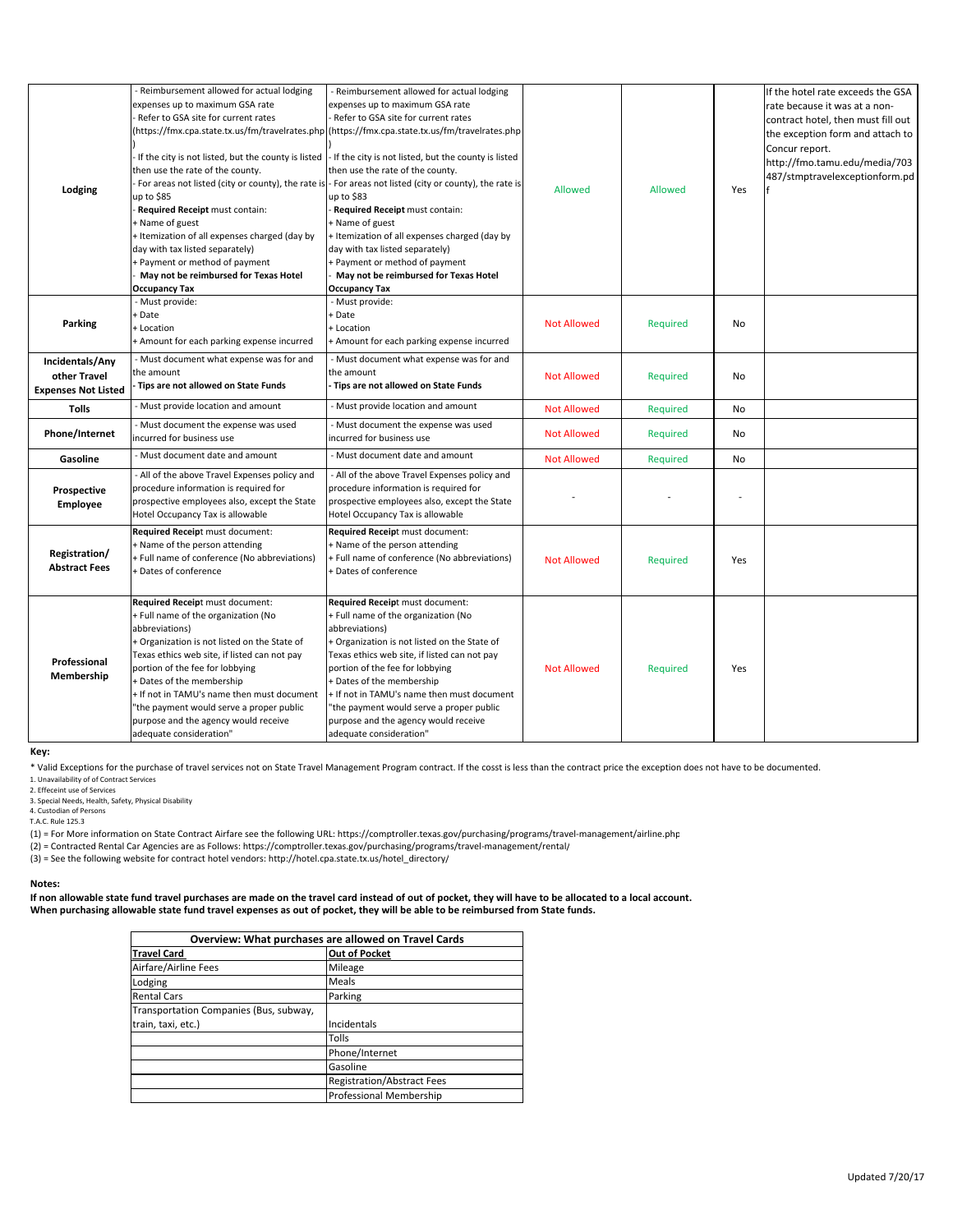| | | | | | | |
|---|---|---|---|---|---|---|
| **Lodging** | - Reimbursement allowed for actual lodging expenses up to maximum GSA rate<br>- Refer to GSA site for current rates (https://fmx.cpa.state.tx.us/fm/travelrates.php)<br>- If the city is not listed, but the county is listed then use the rate of the county.<br>- For areas not listed (city or county), the rate is up to $85<br>- **Required Receipt** must contain:<br>+ Name of guest<br>+ Itemization of all expenses charged (day by day with tax listed separately)<br>+ Payment or method of payment<br>- **May not be reimbursed for Texas Hotel Occupancy Tax** | - Reimbursement allowed for actual lodging expenses up to maximum GSA rate<br>- Refer to GSA site for current rates (https://fmx.cpa.state.tx.us/fm/travelrates.php)<br>- If the city is not listed, but the county is listed then use the rate of the county.<br>- For areas not listed (city or county), the rate is up to $83<br>- **Required Receipt** must contain:<br>+ Name of guest<br>+ Itemization of all expenses charged (day by day with tax listed separately)<br>+ Payment or method of payment<br>- **May not be reimbursed for Texas Hotel Occupancy Tax** | Allowed | Allowed | Yes | If the hotel rate exceeds the GSA rate because it was at a non-contract hotel, then must fill out the exception form and attach to Concur report. http://fmo.tamu.edu/media/703487/stmptravelexceptionform.pdf |
| **Parking** | - Must provide:<br>+ Date<br>+ Location<br>+ Amount for each parking expense incurred | - Must provide:<br>+ Date<br>+ Location<br>+ Amount for each parking expense incurred | Not Allowed | Required | No | |
| **Incidentals/Any other Travel Expenses Not Listed** | - Must document what expense was for and the amount<br>- **Tips are not allowed on State Funds** | - Must document what expense was for and the amount<br>- **Tips are not allowed on State Funds** | Not Allowed | Required | No | |
| **Tolls** | - Must provide location and amount | - Must provide location and amount | Not Allowed | Required | No | |
| **Phone/Internet** | - Must document the expense was used incurred for business use | - Must document the expense was used incurred for business use | Not Allowed | Required | No | |
| **Gasoline** | - Must document date and amount | - Must document date and amount | Not Allowed | Required | No | |
| **Prospective Employee** | - All of the above Travel Expenses policy and procedure information is required for prospective employees also, except the State Hotel Occupancy Tax is allowable | - All of the above Travel Expenses policy and procedure information is required for prospective employees also, except the State Hotel Occupancy Tax is allowable | - | - | - | |
| **Registration/ Abstract Fees** | **Required Receipt** must document:<br>+ Name of the person attending<br>+ Full name of conference (No abbreviations)<br>+ Dates of conference | **Required Receipt** must document:<br>+ Name of the person attending<br>+ Full name of conference (No abbreviations)<br>+ Dates of conference | Not Allowed | Required | Yes | |
| **Professional Membership** | **Required Receipt** must document:<br>+ Full name of the organization (No abbreviations)<br>+ Organization is not listed on the State of Texas ethics web site, if listed can not pay portion of the fee for lobbying<br>+ Dates of the membership<br>+ If not in TAMU's name then must document "the payment would serve a proper public purpose and the agency would receive adequate consideration" | **Required Receipt** must document:<br>+ Full name of the organization (No abbreviations)<br>+ Organization is not listed on the State of Texas ethics web site, if listed can not pay portion of the fee for lobbying<br>+ Dates of the membership<br>+ If not in TAMU's name then must document "the payment would serve a proper public purpose and the agency would receive adequate consideration" | Not Allowed | Required | Yes | |

**Key:**

* Valid Exceptions for the purchase of travel services not on State Travel Management Program contract. If the cosst is less than the contract price the exception does not have to be documented.

1. Unavailability of of Contract Services
2. Effeceint use of Services
3. Special Needs, Health, Safety, Physical Disability
4. Custodian of Persons

T.A.C. Rule 125.3

(1) = For More information on State Contract Airfare see the following URL: https://comptroller.texas.gov/purchasing/programs/travel-management/airline.php

(2) = Contracted Rental Car Agencies are as Follows: https://comptroller.texas.gov/purchasing/programs/travel-management/rental/

(3) = See the following website for contract hotel vendors: http://hotel.cpa.state.tx.us/hotel_directory/

**Notes:**

**If non allowable state fund travel purchases are made on the travel card instead of out of pocket, they will have to be allocated to a local account.**
**When purchasing allowable state fund travel expenses as out of pocket, they will be able to be reimbursed from State funds.**

| **Overview: What purchases are allowed on Travel Cards** | |
|---|---|
| **Travel Card** | **Out of Pocket** |
| Airfare/Airline Fees | Mileage |
| Lodging | Meals |
| Rental Cars | Parking |
| Transportation Companies (Bus, subway, train, taxi, etc.) | Incidentals |
| | Tolls |
| | Phone/Internet |
| | Gasoline |
| | Registration/Abstract Fees |
| | Professional Membership |

Updated 7/20/17